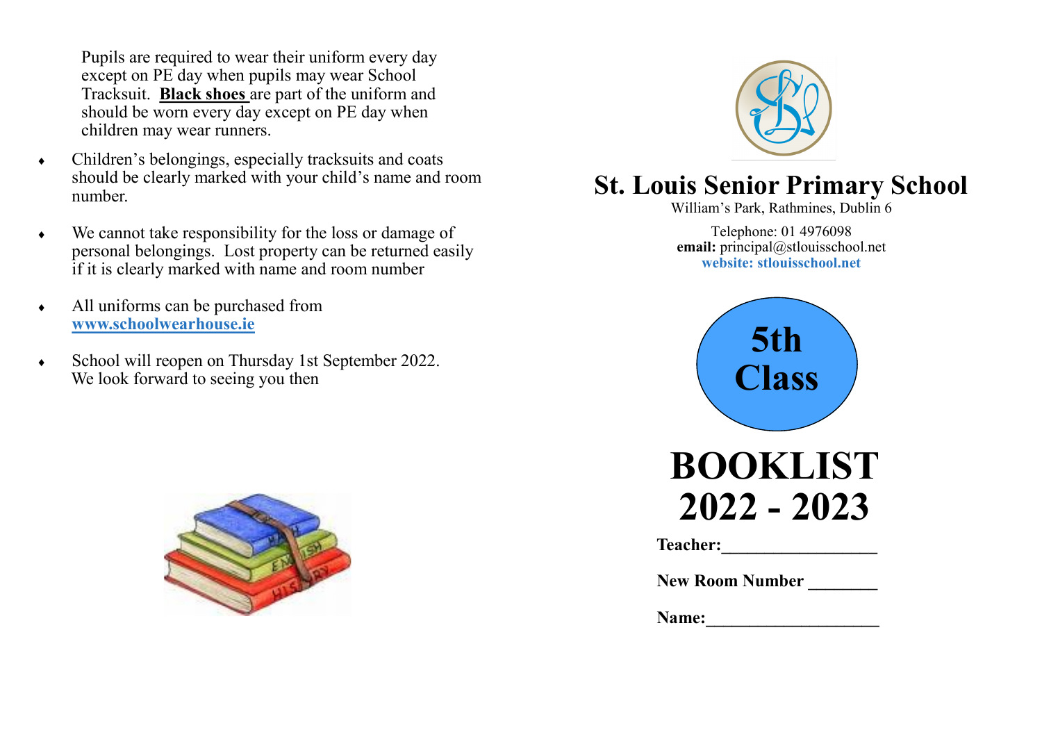Pupils are required to wear their uniform every day except on PE day when pupils may wear School Tracksuit. **Black shoes** are part of the uniform and should be worn every day except on PE day when children may wear runners.

- Children's belongings, especially tracksuits and coats should be clearly marked with your child's name and room number.
- We cannot take responsibility for the loss or damage of personal belongings. Lost property can be returned easily if it is clearly marked with name and room number
- All uniforms can be purchased from **www.schoolwearhouse.ie**
- School will reopen on Thursday 1st September 2022. We look forward to seeing you then

# St. Louis Senior Primary School

William's Park, Rathmines, Dublin 6

Telephone: 01 4976098
**email:** principal@stlouisschool.net
**website: stlouisschool.net**

## 5th Class

# BOOKLIST 2022 - 2023

**Teacher:**___________________

**New Room Number** ________

**Name:**_____________________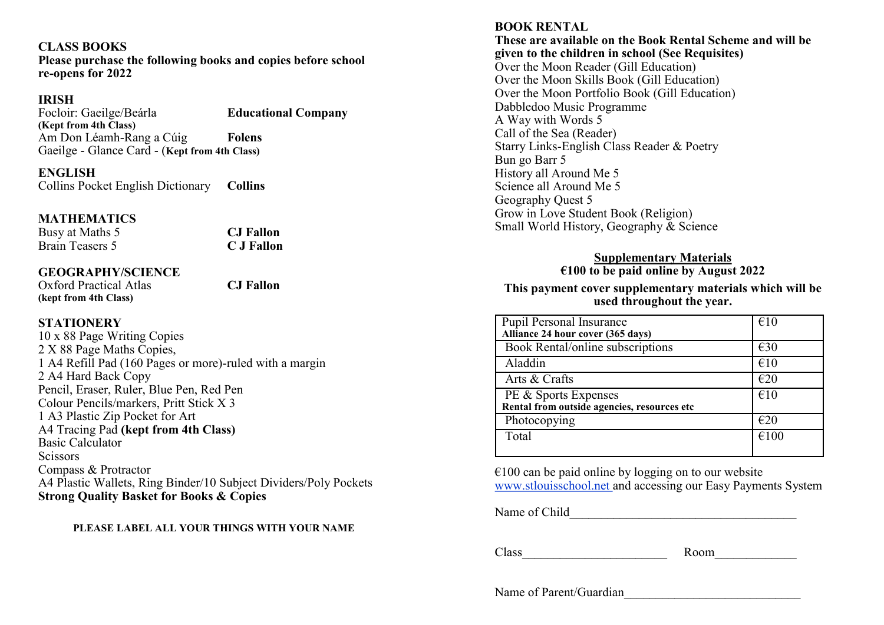## CLASS BOOKS

**Please purchase the following books and copies before school re-opens for 2022**

### IRISH

Focloir: Gaeilge/Beárla **Educational Company**
**(Kept from 4th Class)**
Am Don Léamh-Rang a Cúig **Folens**
Gaeilge - Glance Card - (**Kept from 4th Class)**

### ENGLISH

Collins Pocket English Dictionary **Collins**

### MATHEMATICS

Busy at Maths 5 **CJ Fallon**
Brain Teasers 5 **C J Fallon**

### GEOGRAPHY/SCIENCE

Oxford Practical Atlas **CJ Fallon**
**(kept from 4th Class)**

### STATIONERY

10 x 88 Page Writing Copies
2 X 88 Page Maths Copies,
1 A4 Refill Pad (160 Pages or more)-ruled with a margin
2 A4 Hard Back Copy
Pencil, Eraser, Ruler, Blue Pen, Red Pen
Colour Pencils/markers, Pritt Stick X 3
1 A3 Plastic Zip Pocket for Art
A4 Tracing Pad **(kept from 4th Class)**
Basic Calculator
Scissors
Compass & Protractor
A4 Plastic Wallets, Ring Binder/10 Subject Dividers/Poly Pockets
**Strong Quality Basket for Books & Copies**

**PLEASE LABEL ALL YOUR THINGS WITH YOUR NAME**

## BOOK RENTAL

**These are available on the Book Rental Scheme and will be given to the children in school (See Requisites)**

Over the Moon Reader (Gill Education)
Over the Moon Skills Book (Gill Education)
Over the Moon Portfolio Book (Gill Education)
Dabbledoo Music Programme
A Way with Words 5
Call of the Sea (Reader)
Starry Links-English Class Reader & Poetry
Bun go Barr 5
History all Around Me 5
Science all Around Me 5
Geography Quest 5
Grow in Love Student Book (Religion)
Small World History, Geography & Science

## Supplementary Materials

**€100 to be paid online by August 2022**

**This payment cover supplementary materials which will be used throughout the year.**

| | |
|---|---|
| Pupil Personal Insurance **Alliance 24 hour cover (365 days)** | €10 |
| Book Rental/online subscriptions | €30 |
| Aladdin | €10 |
| Arts & Crafts | €20 |
| PE & Sports Expenses **Rental from outside agencies, resources etc** | €10 |
| Photocopying | €20 |
| Total | €100 |

€100 can be paid online by logging on to our website www.stlouisschool.net and accessing our Easy Payments System

Name of Child___________________________________

Class______________________ Room____________

Name of Parent/Guardian___________________________